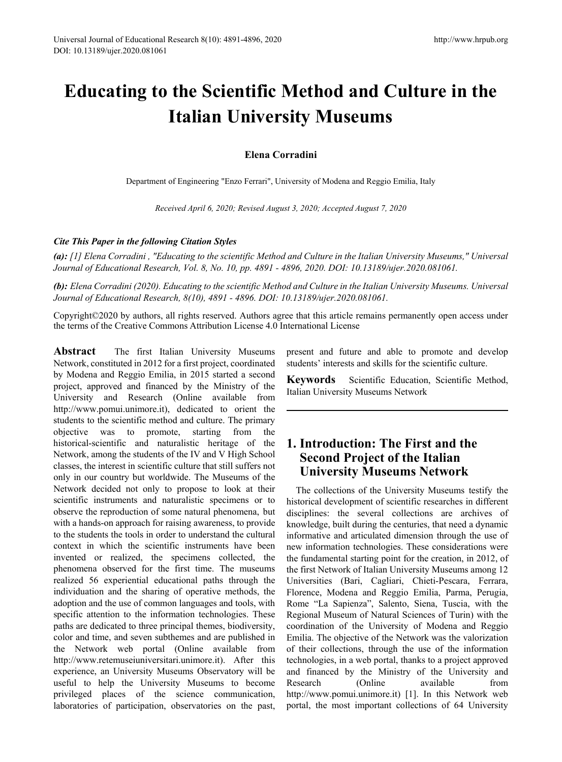# Educating to the Scientific Method and Culture in the Italian University Museums

**Elena Corradini**

Department of Engineering "Enzo Ferrari", University of Modena and Reggio Emilia, Italy

*Received April 6, 2020; Revised August 3, 2020; Accepted August 7, 2020*

***Cite This Paper in the following Citation Styles***

***(a):*** *[1] Elena Corradini , "Educating to the scientific Method and Culture in the Italian University Museums," Universal Journal of Educational Research, Vol. 8, No. 10, pp. 4891 - 4896, 2020. DOI: 10.13189/ujer.2020.081061.*

***(b):*** *Elena Corradini (2020). Educating to the scientific Method and Culture in the Italian University Museums. Universal Journal of Educational Research, 8(10), 4891 - 4896. DOI: 10.13189/ujer.2020.081061.*

Copyright©2020 by authors, all rights reserved. Authors agree that this article remains permanently open access under the terms of the Creative Commons Attribution License 4.0 International License

**Abstract** The first Italian University Museums Network, constituted in 2012 for a first project, coordinated by Modena and Reggio Emilia, in 2015 started a second project, approved and financed by the Ministry of the University and Research (Online available from http://www.pomui.unimore.it), dedicated to orient the students to the scientific method and culture. The primary objective was to promote, starting from the historical-scientific and naturalistic heritage of the Network, among the students of the IV and V High School classes, the interest in scientific culture that still suffers not only in our country but worldwide. The Museums of the Network decided not only to propose to look at their scientific instruments and naturalistic specimens or to observe the reproduction of some natural phenomena, but with a hands-on approach for raising awareness, to provide to the students the tools in order to understand the cultural context in which the scientific instruments have been invented or realized, the specimens collected, the phenomena observed for the first time. The museums realized 56 experiential educational paths through the individuation and the sharing of operative methods, the adoption and the use of common languages and tools, with specific attention to the information technologies. These paths are dedicated to three principal themes, biodiversity, color and time, and seven subthemes and are published in the Network web portal (Online available from http://www.retemuseiuniversitari.unimore.it). After this experience, an University Museums Observatory will be useful to help the University Museums to become privileged places of the science communication, laboratories of participation, observatories on the past, present and future and able to promote and develop students' interests and skills for the scientific culture.

**Keywords** Scientific Education, Scientific Method, Italian University Museums Network

## 1. Introduction: The First and the Second Project of the Italian University Museums Network

The collections of the University Museums testify the historical development of scientific researches in different disciplines: the several collections are archives of knowledge, built during the centuries, that need a dynamic informative and articulated dimension through the use of new information technologies. These considerations were the fundamental starting point for the creation, in 2012, of the first Network of Italian University Museums among 12 Universities (Bari, Cagliari, Chieti-Pescara, Ferrara, Florence, Modena and Reggio Emilia, Parma, Perugia, Rome "La Sapienza", Salento, Siena, Tuscia, with the Regional Museum of Natural Sciences of Turin) with the coordination of the University of Modena and Reggio Emilia. The objective of the Network was the valorization of their collections, through the use of the information technologies, in a web portal, thanks to a project approved and financed by the Ministry of the University and Research (Online available from http://www.pomui.unimore.it) [1]. In this Network web portal, the most important collections of 64 University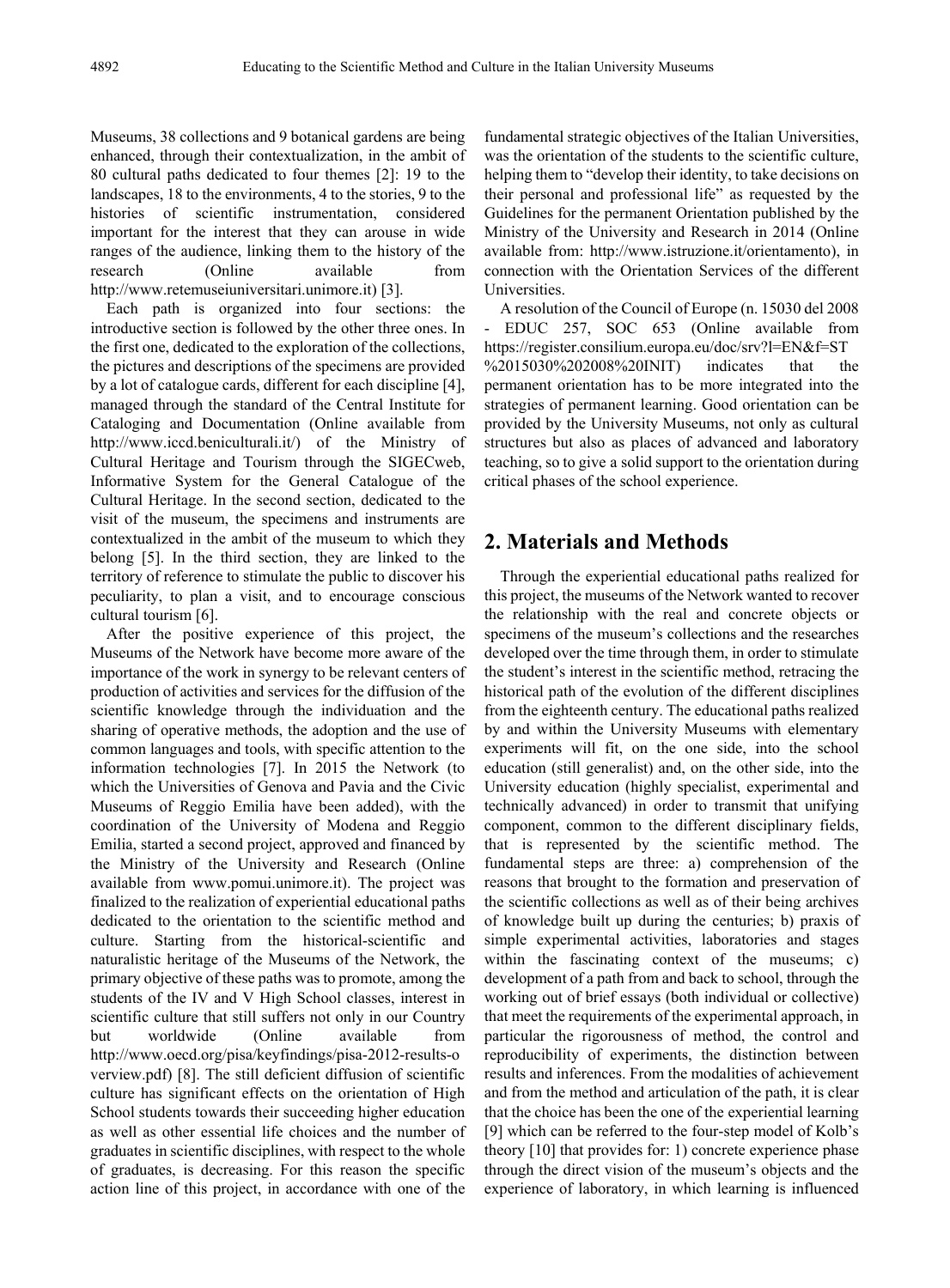Museums, 38 collections and 9 botanical gardens are being enhanced, through their contextualization, in the ambit of 80 cultural paths dedicated to four themes [2]: 19 to the landscapes, 18 to the environments, 4 to the stories, 9 to the histories of scientific instrumentation, considered important for the interest that they can arouse in wide ranges of the audience, linking them to the history of the research (Online available from http://www.retemuseiuniversitari.unimore.it) [3].

Each path is organized into four sections: the introductive section is followed by the other three ones. In the first one, dedicated to the exploration of the collections, the pictures and descriptions of the specimens are provided by a lot of catalogue cards, different for each discipline [4], managed through the standard of the Central Institute for Cataloging and Documentation (Online available from http://www.iccd.beniculturali.it/) of the Ministry of Cultural Heritage and Tourism through the SIGECweb, Informative System for the General Catalogue of the Cultural Heritage. In the second section, dedicated to the visit of the museum, the specimens and instruments are contextualized in the ambit of the museum to which they belong [5]. In the third section, they are linked to the territory of reference to stimulate the public to discover his peculiarity, to plan a visit, and to encourage conscious cultural tourism [6].

After the positive experience of this project, the Museums of the Network have become more aware of the importance of the work in synergy to be relevant centers of production of activities and services for the diffusion of the scientific knowledge through the individuation and the sharing of operative methods, the adoption and the use of common languages and tools, with specific attention to the information technologies [7]. In 2015 the Network (to which the Universities of Genova and Pavia and the Civic Museums of Reggio Emilia have been added), with the coordination of the University of Modena and Reggio Emilia, started a second project, approved and financed by the Ministry of the University and Research (Online available from www.pomui.unimore.it). The project was finalized to the realization of experiential educational paths dedicated to the orientation to the scientific method and culture. Starting from the historical-scientific and naturalistic heritage of the Museums of the Network, the primary objective of these paths was to promote, among the students of the IV and V High School classes, interest in scientific culture that still suffers not only in our Country but worldwide (Online available from http://www.oecd.org/pisa/keyfindings/pisa-2012-results-overview.pdf) [8]. The still deficient diffusion of scientific culture has significant effects on the orientation of High School students towards their succeeding higher education as well as other essential life choices and the number of graduates in scientific disciplines, with respect to the whole of graduates, is decreasing. For this reason the specific action line of this project, in accordance with one of the fundamental strategic objectives of the Italian Universities, was the orientation of the students to the scientific culture, helping them to "develop their identity, to take decisions on their personal and professional life" as requested by the Guidelines for the permanent Orientation published by the Ministry of the University and Research in 2014 (Online available from: http://www.istruzione.it/orientamento), in connection with the Orientation Services of the different Universities.

A resolution of the Council of Europe (n. 15030 del 2008 - EDUC 257, SOC 653 (Online available from https://register.consilium.europa.eu/doc/srv?l=EN&f=ST%2015030%202008%20INIT) indicates that the permanent orientation has to be more integrated into the strategies of permanent learning. Good orientation can be provided by the University Museums, not only as cultural structures but also as places of advanced and laboratory teaching, so to give a solid support to the orientation during critical phases of the school experience.

## 2. Materials and Methods

Through the experiential educational paths realized for this project, the museums of the Network wanted to recover the relationship with the real and concrete objects or specimens of the museum's collections and the researches developed over the time through them, in order to stimulate the student's interest in the scientific method, retracing the historical path of the evolution of the different disciplines from the eighteenth century. The educational paths realized by and within the University Museums with elementary experiments will fit, on the one side, into the school education (still generalist) and, on the other side, into the University education (highly specialist, experimental and technically advanced) in order to transmit that unifying component, common to the different disciplinary fields, that is represented by the scientific method. The fundamental steps are three: a) comprehension of the reasons that brought to the formation and preservation of the scientific collections as well as of their being archives of knowledge built up during the centuries; b) praxis of simple experimental activities, laboratories and stages within the fascinating context of the museums; c) development of a path from and back to school, through the working out of brief essays (both individual or collective) that meet the requirements of the experimental approach, in particular the rigorousness of method, the control and reproducibility of experiments, the distinction between results and inferences. From the modalities of achievement and from the method and articulation of the path, it is clear that the choice has been the one of the experiential learning [9] which can be referred to the four-step model of Kolb's theory [10] that provides for: 1) concrete experience phase through the direct vision of the museum's objects and the experience of laboratory, in which learning is influenced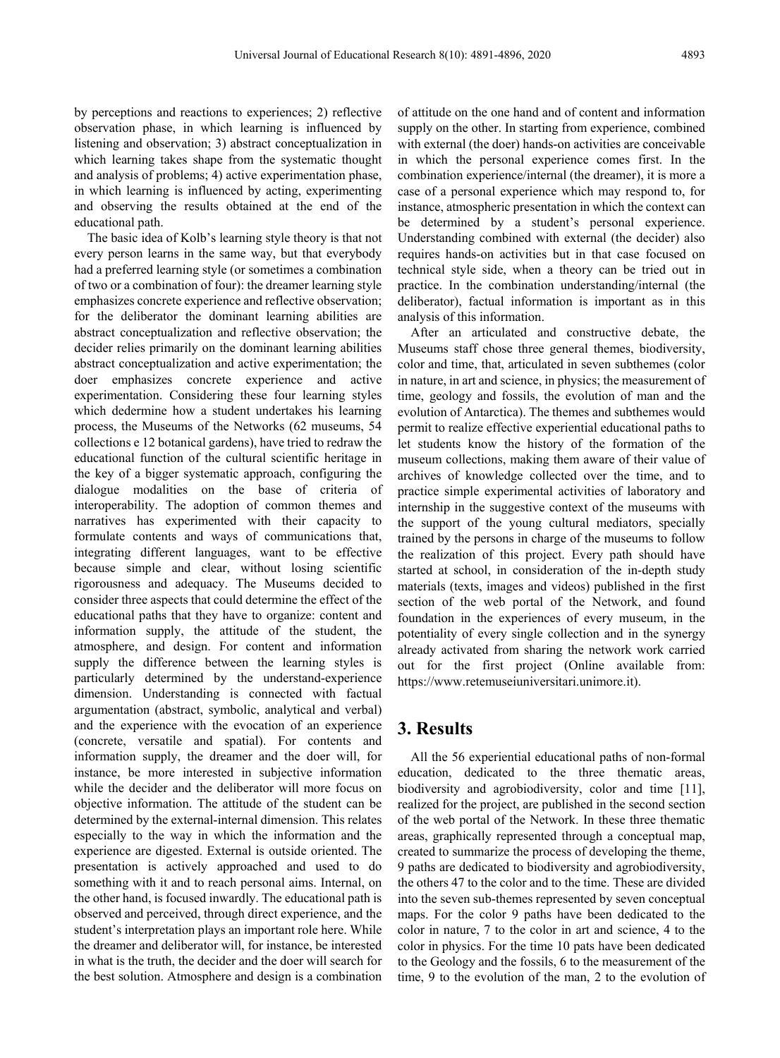by perceptions and reactions to experiences; 2) reflective observation phase, in which learning is influenced by listening and observation; 3) abstract conceptualization in which learning takes shape from the systematic thought and analysis of problems; 4) active experimentation phase, in which learning is influenced by acting, experimenting and observing the results obtained at the end of the educational path.

The basic idea of Kolb's learning style theory is that not every person learns in the same way, but that everybody had a preferred learning style (or sometimes a combination of two or a combination of four): the dreamer learning style emphasizes concrete experience and reflective observation; for the deliberator the dominant learning abilities are abstract conceptualization and reflective observation; the decider relies primarily on the dominant learning abilities abstract conceptualization and active experimentation; the doer emphasizes concrete experience and active experimentation. Considering these four learning styles which dedermine how a student undertakes his learning process, the Museums of the Networks (62 museums, 54 collections e 12 botanical gardens), have tried to redraw the educational function of the cultural scientific heritage in the key of a bigger systematic approach, configuring the dialogue modalities on the base of criteria of interoperability. The adoption of common themes and narratives has experimented with their capacity to formulate contents and ways of communications that, integrating different languages, want to be effective because simple and clear, without losing scientific rigorousness and adequacy. The Museums decided to consider three aspects that could determine the effect of the educational paths that they have to organize: content and information supply, the attitude of the student, the atmosphere, and design. For content and information supply the difference between the learning styles is particularly determined by the understand-experience dimension. Understanding is connected with factual argumentation (abstract, symbolic, analytical and verbal) and the experience with the evocation of an experience (concrete, versatile and spatial). For contents and information supply, the dreamer and the doer will, for instance, be more interested in subjective information while the decider and the deliberator will more focus on objective information. The attitude of the student can be determined by the external-internal dimension. This relates especially to the way in which the information and the experience are digested. External is outside oriented. The presentation is actively approached and used to do something with it and to reach personal aims. Internal, on the other hand, is focused inwardly. The educational path is observed and perceived, through direct experience, and the student's interpretation plays an important role here. While the dreamer and deliberator will, for instance, be interested in what is the truth, the decider and the doer will search for the best solution. Atmosphere and design is a combination of attitude on the one hand and of content and information supply on the other. In starting from experience, combined with external (the doer) hands-on activities are conceivable in which the personal experience comes first. In the combination experience/internal (the dreamer), it is more a case of a personal experience which may respond to, for instance, atmospheric presentation in which the context can be determined by a student's personal experience. Understanding combined with external (the decider) also requires hands-on activities but in that case focused on technical style side, when a theory can be tried out in practice. In the combination understanding/internal (the deliberator), factual information is important as in this analysis of this information.

After an articulated and constructive debate, the Museums staff chose three general themes, biodiversity, color and time, that, articulated in seven subthemes (color in nature, in art and science, in physics; the measurement of time, geology and fossils, the evolution of man and the evolution of Antarctica). The themes and subthemes would permit to realize effective experiential educational paths to let students know the history of the formation of the museum collections, making them aware of their value of archives of knowledge collected over the time, and to practice simple experimental activities of laboratory and internship in the suggestive context of the museums with the support of the young cultural mediators, specially trained by the persons in charge of the museums to follow the realization of this project. Every path should have started at school, in consideration of the in-depth study materials (texts, images and videos) published in the first section of the web portal of the Network, and found foundation in the experiences of every museum, in the potentiality of every single collection and in the synergy already activated from sharing the network work carried out for the first project (Online available from: https://www.retemuseiuniversitari.unimore.it).

# 3. Results

All the 56 experiential educational paths of non-formal education, dedicated to the three thematic areas, biodiversity and agrobiodiversity, color and time [11], realized for the project, are published in the second section of the web portal of the Network. In these three thematic areas, graphically represented through a conceptual map, created to summarize the process of developing the theme, 9 paths are dedicated to biodiversity and agrobiodiversity, the others 47 to the color and to the time. These are divided into the seven sub-themes represented by seven conceptual maps. For the color 9 paths have been dedicated to the color in nature, 7 to the color in art and science, 4 to the color in physics. For the time 10 pats have been dedicated to the Geology and the fossils, 6 to the measurement of the time, 9 to the evolution of the man, 2 to the evolution of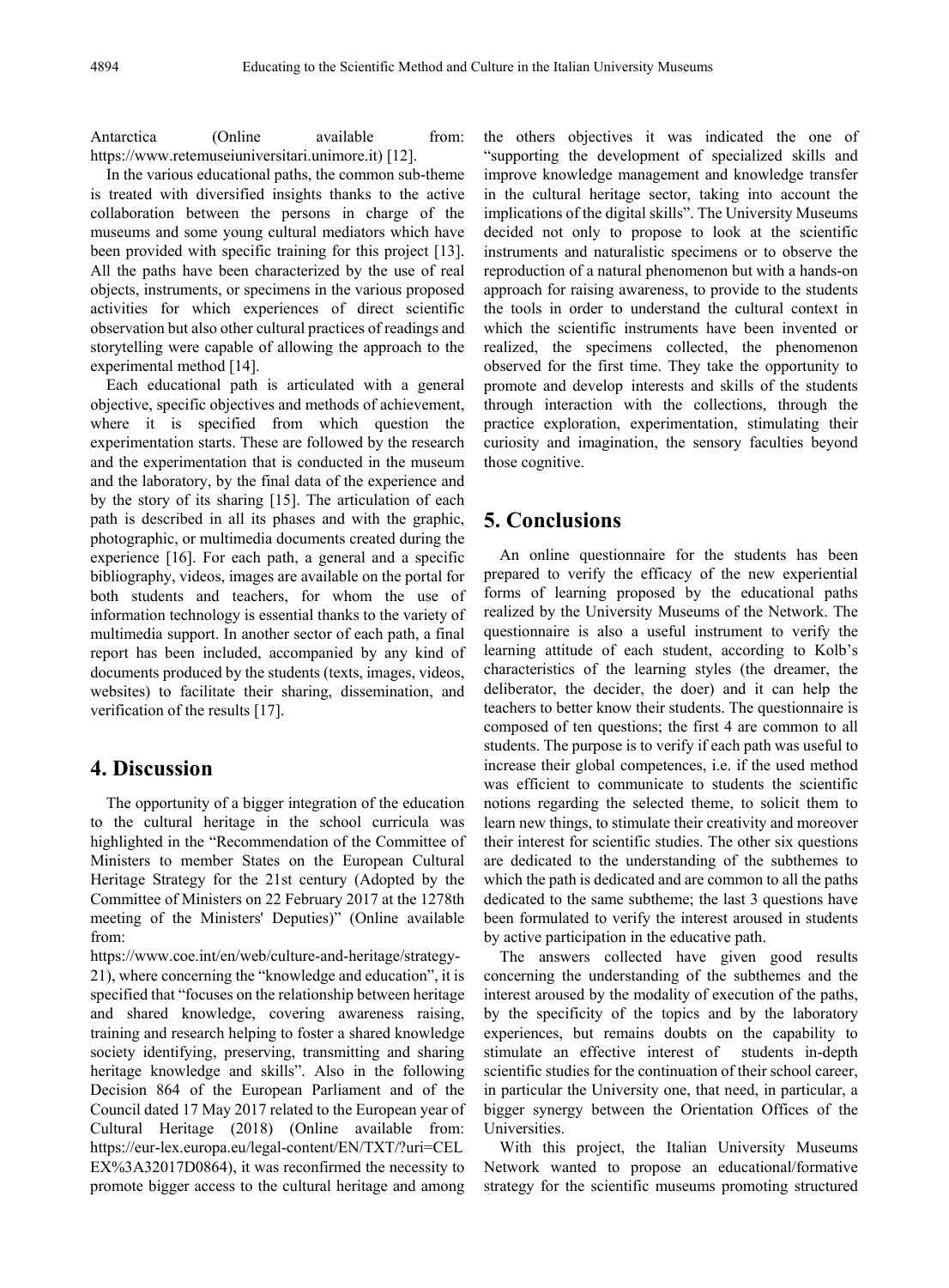Antarctica (Online available from: https://www.retemuseiuniversitari.unimore.it) [12].

In the various educational paths, the common sub-theme is treated with diversified insights thanks to the active collaboration between the persons in charge of the museums and some young cultural mediators which have been provided with specific training for this project [13]. All the paths have been characterized by the use of real objects, instruments, or specimens in the various proposed activities for which experiences of direct scientific observation but also other cultural practices of readings and storytelling were capable of allowing the approach to the experimental method [14].

Each educational path is articulated with a general objective, specific objectives and methods of achievement, where it is specified from which question the experimentation starts. These are followed by the research and the experimentation that is conducted in the museum and the laboratory, by the final data of the experience and by the story of its sharing [15]. The articulation of each path is described in all its phases and with the graphic, photographic, or multimedia documents created during the experience [16]. For each path, a general and a specific bibliography, videos, images are available on the portal for both students and teachers, for whom the use of information technology is essential thanks to the variety of multimedia support. In another sector of each path, a final report has been included, accompanied by any kind of documents produced by the students (texts, images, videos, websites) to facilitate their sharing, dissemination, and verification of the results [17].

## 4. Discussion

The opportunity of a bigger integration of the education to the cultural heritage in the school curricula was highlighted in the "Recommendation of the Committee of Ministers to member States on the European Cultural Heritage Strategy for the 21st century (Adopted by the Committee of Ministers on 22 February 2017 at the 1278th meeting of the Ministers' Deputies)" (Online available from: https://www.coe.int/en/web/culture-and-heritage/strategy-21), where concerning the "knowledge and education", it is specified that "focuses on the relationship between heritage and shared knowledge, covering awareness raising, training and research helping to foster a shared knowledge society identifying, preserving, transmitting and sharing heritage knowledge and skills". Also in the following Decision 864 of the European Parliament and of the Council dated 17 May 2017 related to the European year of Cultural Heritage (2018) (Online available from: https://eur-lex.europa.eu/legal-content/EN/TXT/?uri=CELEX%3A32017D0864), it was reconfirmed the necessity to promote bigger access to the cultural heritage and among the others objectives it was indicated the one of "supporting the development of specialized skills and improve knowledge management and knowledge transfer in the cultural heritage sector, taking into account the implications of the digital skills". The University Museums decided not only to propose to look at the scientific instruments and naturalistic specimens or to observe the reproduction of a natural phenomenon but with a hands-on approach for raising awareness, to provide to the students the tools in order to understand the cultural context in which the scientific instruments have been invented or realized, the specimens collected, the phenomenon observed for the first time. They take the opportunity to promote and develop interests and skills of the students through interaction with the collections, through the practice exploration, experimentation, stimulating their curiosity and imagination, the sensory faculties beyond those cognitive.

## 5. Conclusions

An online questionnaire for the students has been prepared to verify the efficacy of the new experiential forms of learning proposed by the educational paths realized by the University Museums of the Network. The questionnaire is also a useful instrument to verify the learning attitude of each student, according to Kolb's characteristics of the learning styles (the dreamer, the deliberator, the decider, the doer) and it can help the teachers to better know their students. The questionnaire is composed of ten questions; the first 4 are common to all students. The purpose is to verify if each path was useful to increase their global competences, i.e. if the used method was efficient to communicate to students the scientific notions regarding the selected theme, to solicit them to learn new things, to stimulate their creativity and moreover their interest for scientific studies. The other six questions are dedicated to the understanding of the subthemes to which the path is dedicated and are common to all the paths dedicated to the same subtheme; the last 3 questions have been formulated to verify the interest aroused in students by active participation in the educative path.

The answers collected have given good results concerning the understanding of the subthemes and the interest aroused by the modality of execution of the paths, by the specificity of the topics and by the laboratory experiences, but remains doubts on the capability to stimulate an effective interest of students in-depth scientific studies for the continuation of their school career, in particular the University one, that need, in particular, a bigger synergy between the Orientation Offices of the Universities.

With this project, the Italian University Museums Network wanted to propose an educational/formative strategy for the scientific museums promoting structured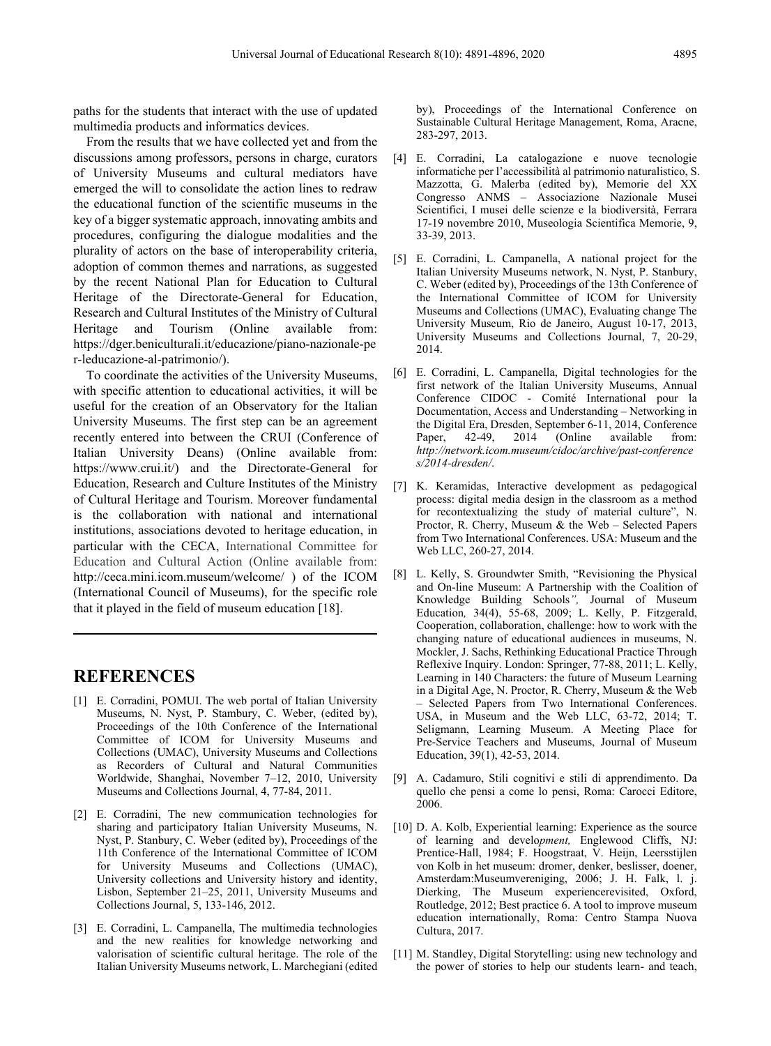paths for the students that interact with the use of updated multimedia products and informatics devices.

From the results that we have collected yet and from the discussions among professors, persons in charge, curators of University Museums and cultural mediators have emerged the will to consolidate the action lines to redraw the educational function of the scientific museums in the key of a bigger systematic approach, innovating ambits and procedures, configuring the dialogue modalities and the plurality of actors on the base of interoperability criteria, adoption of common themes and narrations, as suggested by the recent National Plan for Education to Cultural Heritage of the Directorate-General for Education, Research and Cultural Institutes of the Ministry of Cultural Heritage and Tourism (Online available from: https://dger.beniculturali.it/educazione/piano-nazionale-per-leducazione-al-patrimonio/).

To coordinate the activities of the University Museums, with specific attention to educational activities, it will be useful for the creation of an Observatory for the Italian University Museums. The first step can be an agreement recently entered into between the CRUI (Conference of Italian University Deans) (Online available from: https://www.crui.it/) and the Directorate-General for Education, Research and Culture Institutes of the Ministry of Cultural Heritage and Tourism. Moreover fundamental is the collaboration with national and international institutions, associations devoted to heritage education, in particular with the CECA, International Committee for Education and Cultural Action (Online available from: http://ceca.mini.icom.museum/welcome/ ) of the ICOM (International Council of Museums), for the specific role that it played in the field of museum education [18].

# REFERENCES

[1] E. Corradini, POMUI. The web portal of Italian University Museums, N. Nyst, P. Stambury, C. Weber, (edited by), Proceedings of the 10th Conference of the International Committee of ICOM for University Museums and Collections (UMAC), University Museums and Collections as Recorders of Cultural and Natural Communities Worldwide, Shanghai, November 7–12, 2010, University Museums and Collections Journal, 4, 77-84, 2011.

[2] E. Corradini, The new communication technologies for sharing and participatory Italian University Museums, N. Nyst, P. Stanbury, C. Weber (edited by), Proceedings of the 11th Conference of the International Committee of ICOM for University Museums and Collections (UMAC), University collections and University history and identity, Lisbon, September 21–25, 2011, University Museums and Collections Journal, 5, 133-146, 2012.

[3] E. Corradini, L. Campanella, The multimedia technologies and the new realities for knowledge networking and valorisation of scientific cultural heritage. The role of the Italian University Museums network, L. Marchegiani (edited by), Proceedings of the International Conference on Sustainable Cultural Heritage Management, Roma, Aracne, 283-297, 2013.

[4] E. Corradini, La catalogazione e nuove tecnologie informatiche per l'accessibilità al patrimonio naturalistico, S. Mazzotta, G. Malerba (edited by), Memorie del XX Congresso ANMS – Associazione Nazionale Musei Scientifici, I musei delle scienze e la biodiversità, Ferrara 17-19 novembre 2010, Museologia Scientifica Memorie, 9, 33-39, 2013.

[5] E. Corradini, L. Campanella, A national project for the Italian University Museums network, N. Nyst, P. Stanbury, C. Weber (edited by), Proceedings of the 13th Conference of the International Committee of ICOM for University Museums and Collections (UMAC), Evaluating change The University Museum, Rio de Janeiro, August 10-17, 2013, University Museums and Collections Journal, 7, 20-29, 2014.

[6] E. Corradini, L. Campanella, Digital technologies for the first network of the Italian University Museums, Annual Conference CIDOC - Comité International pour la Documentation, Access and Understanding – Networking in the Digital Era, Dresden, September 6-11, 2014, Conference Paper, 42-49, 2014 (Online available from: *http://network.icom.museum/cidoc/archive/past-conferences/2014-dresden/*.

[7] K. Keramidas, Interactive development as pedagogical process: digital media design in the classroom as a method for recontextualizing the study of material culture", N. Proctor, R. Cherry, Museum & the Web – Selected Papers from Two International Conferences. USA: Museum and the Web LLC, 260-27, 2014.

[8] L. Kelly, S. Groundwter Smith, "Revisioning the Physical and On-line Museum: A Partnership with the Coalition of Knowledge Building Schools*",* Journal of Museum Education*,* 34(4), 55-68, 2009; L. Kelly, P. Fitzgerald, Cooperation, collaboration, challenge: how to work with the changing nature of educational audiences in museums, N. Mockler, J. Sachs, Rethinking Educational Practice Through Reflexive Inquiry. London: Springer, 77-88, 2011; L. Kelly, Learning in 140 Characters: the future of Museum Learning in a Digital Age, N. Proctor, R. Cherry, Museum & the Web – Selected Papers from Two International Conferences. USA, in Museum and the Web LLC, 63-72, 2014; T. Seligmann, Learning Museum. A Meeting Place for Pre-Service Teachers and Museums, Journal of Museum Education, 39(1), 42-53, 2014.

[9] A. Cadamuro, Stili cognitivi e stili di apprendimento. Da quello che pensi a come lo pensi, Roma: Carocci Editore, 2006.

[10] D. A. Kolb, Experiential learning: Experience as the source of learning and develo*pment,* Englewood Cliffs, NJ: Prentice-Hall, 1984; F. Hoogstraat, V. Heijn, Leersstijlen von Kolb in het museum: dromer, denker, beslisser, doener, Amsterdam:Museumvereniging, 2006; J. H. Falk, l. j. Dierking, The Museum experiencerevisited, Oxford, Routledge, 2012; Best practice 6. A tool to improve museum education internationally, Roma: Centro Stampa Nuova Cultura, 2017.

[11] M. Standley, Digital Storytelling: using new technology and the power of stories to help our students learn- and teach,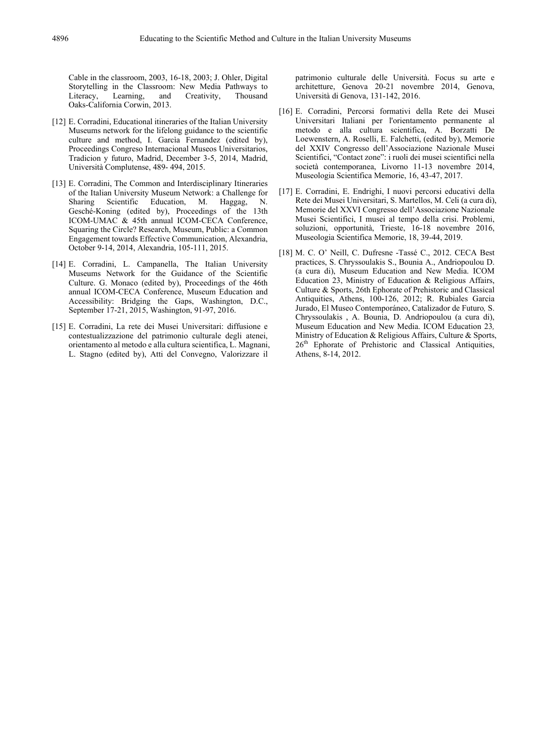Cable in the classroom, 2003, 16-18, 2003; J. Ohler, Digital Storytelling in the Classroom: New Media Pathways to Literacy, Learning, and Creativity, Thousand Oaks-California Corwin, 2013.

[12] E. Corradini, Educational itineraries of the Italian University Museums network for the lifelong guidance to the scientific culture and method, I. Garcìa Fernandez (edited by), Proceedings Congreso Internacional Museos Universitarios, Tradicion y futuro, Madrid, December 3-5, 2014, Madrid, Università Complutense, 489- 494, 2015.

[13] E. Corradini, The Common and Interdisciplinary Itineraries of the Italian University Museum Network: a Challenge for Sharing Scientific Education, M. Haggag, N. Gesché-Koning (edited by), Proceedings of the 13th ICOM-UMAC & 45th annual ICOM-CECA Conference, Squaring the Circle? Research, Museum, Public: a Common Engagement towards Effective Communication, Alexandria, October 9-14, 2014, Alexandria, 105-111, 2015.

[14] E. Corradini, L. Campanella, The Italian University Museums Network for the Guidance of the Scientific Culture. G. Monaco (edited by), Proceedings of the 46th annual ICOM-CECA Conference, Museum Education and Accessibility: Bridging the Gaps, Washington, D.C., September 17-21, 2015, Washington, 91-97, 2016.

[15] E. Corradini, La rete dei Musei Universitari: diffusione e contestualizzazione del patrimonio culturale degli atenei, orientamento al metodo e alla cultura scientifica, L. Magnani, L. Stagno (edited by), Atti del Convegno, Valorizzare il patrimonio culturale delle Università. Focus su arte e architetture, Genova 20-21 novembre 2014, Genova, Università di Genova, 131-142, 2016.

[16] E. Corradini, Percorsi formativi della Rete dei Musei Universitari Italiani per l'orientamento permanente al metodo e alla cultura scientifica, A. Borzatti De Loewenstern, A. Roselli, E. Falchetti, (edited by), Memorie del XXIV Congresso dell'Associazione Nazionale Musei Scientifici, "Contact zone": i ruoli dei musei scientifici nella società contemporanea, Livorno 11-13 novembre 2014, Museologia Scientifica Memorie, 16, 43-47, 2017.

[17] E. Corradini, E. Endrighi, I nuovi percorsi educativi della Rete dei Musei Universitari, S. Martellos, M. Celi (a cura di), Memorie del XXVI Congresso dell'Associazione Nazionale Musei Scientifici, I musei al tempo della crisi. Problemi, soluzioni, opportunità, Trieste, 16-18 novembre 2016, Museologia Scientifica Memorie, 18, 39-44, 2019.

[18] M. C. O' Neill, C. Dufresne -Tassé C., 2012. CECA Best practices, S. Chryssoulakis S., Bounia A., Andriopoulou D. (a cura di), Museum Education and New Media. ICOM Education 23, Ministry of Education & Religious Affairs, Culture & Sports, 26th Ephorate of Prehistoric and Classical Antiquities, Athens, 100-126, 2012; R. Rubiales Garcia Jurado, El Museo Contemporáneo, Catalizador de Futuro*,* S. Chryssoulakis , A. Bounia, D. Andriopoulou (a cura di), Museum Education and New Media. ICOM Education 23*,* Ministry of Education & Religious Affairs, Culture & Sports, 26th Ephorate of Prehistoric and Classical Antiquities, Athens, 8-14, 2012.